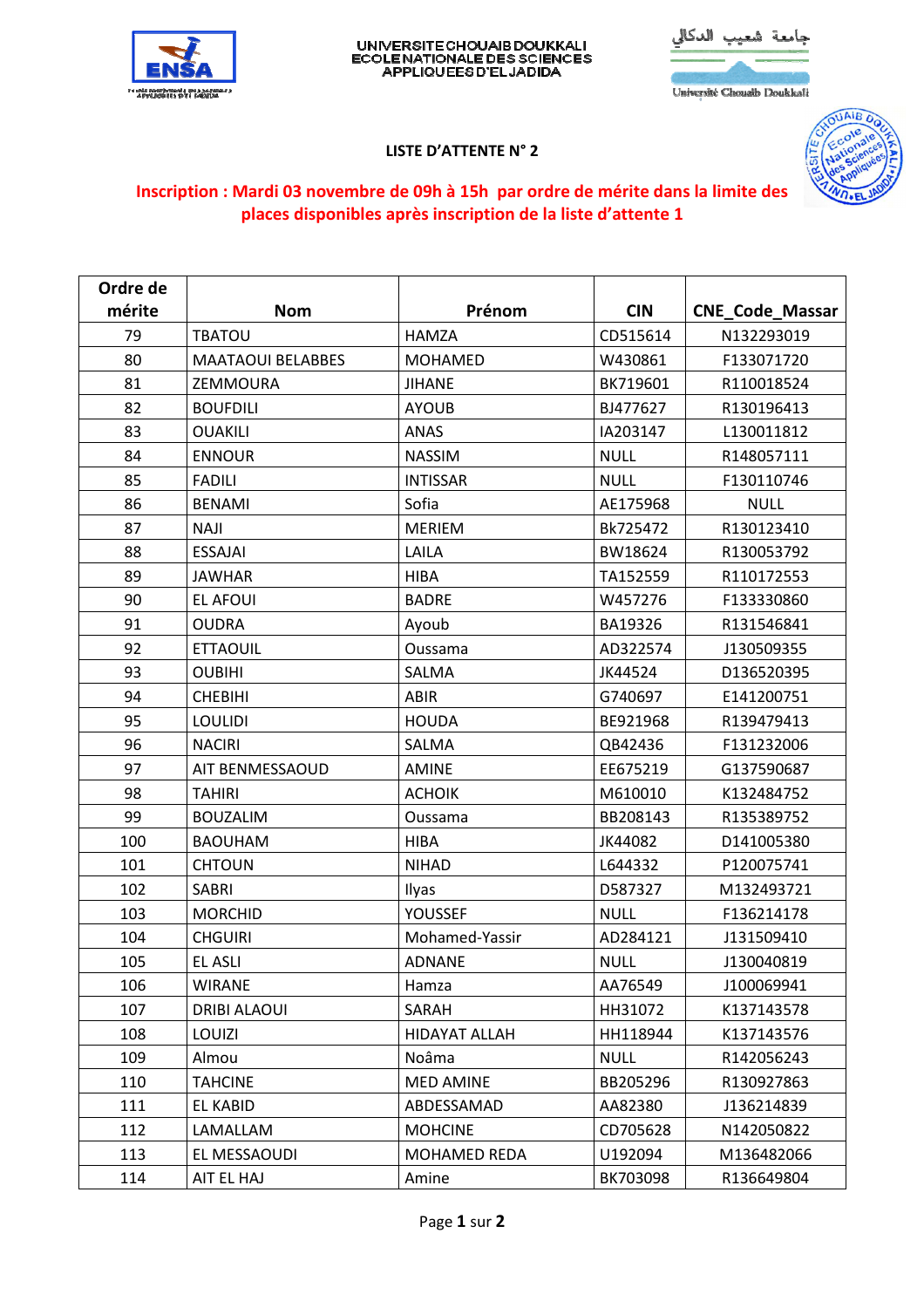UNIVERSITE CHOUAIB DOUKKALI
ECOLE NATIONALE DES SCIENCES APPLIQUEES D'EL JADIDA

جامعة شعيب الدكالي
Université Chouaib Doukkali

# LISTE D'ATTENTE N° 2

**Inscription : Mardi 03 novembre de 09h à 15h par ordre de mérite dans la limite des places disponibles après inscription de la liste d'attente 1**

| Ordre de mérite | Nom | Prénom | CIN | CNE_Code_Massar |
|---|---|---|---|---|
| 79 | TBATOU | HAMZA | CD515614 | N132293019 |
| 80 | MAATAOUI BELABBES | MOHAMED | W430861 | F133071720 |
| 81 | ZEMMOURA | JIHANE | BK719601 | R110018524 |
| 82 | BOUFDILI | AYOUB | BJ477627 | R130196413 |
| 83 | OUAKILI | ANAS | IA203147 | L130011812 |
| 84 | ENNOUR | NASSIM | NULL | R148057111 |
| 85 | FADILI | INTISSAR | NULL | F130110746 |
| 86 | BENAMI | Sofia | AE175968 | NULL |
| 87 | NAJI | MERIEM | Bk725472 | R130123410 |
| 88 | ESSAJAI | LAILA | BW18624 | R130053792 |
| 89 | JAWHAR | HIBA | TA152559 | R110172553 |
| 90 | EL AFOUI | BADRE | W457276 | F133330860 |
| 91 | OUDRA | Ayoub | BA19326 | R131546841 |
| 92 | ETTAOUIL | Oussama | AD322574 | J130509355 |
| 93 | OUBIHI | SALMA | JK44524 | D136520395 |
| 94 | CHEBIHI | ABIR | G740697 | E141200751 |
| 95 | LOULIDI | HOUDA | BE921968 | R139479413 |
| 96 | NACIRI | SALMA | QB42436 | F131232006 |
| 97 | AIT BENMESSAOUD | AMINE | EE675219 | G137590687 |
| 98 | TAHIRI | ACHOIK | M610010 | K132484752 |
| 99 | BOUZALIM | Oussama | BB208143 | R135389752 |
| 100 | BAOUHAM | HIBA | JK44082 | D141005380 |
| 101 | CHTOUN | NIHAD | L644332 | P120075741 |
| 102 | SABRI | Ilyas | D587327 | M132493721 |
| 103 | MORCHID | YOUSSEF | NULL | F136214178 |
| 104 | CHGUIRI | Mohamed-Yassir | AD284121 | J131509410 |
| 105 | EL ASLI | ADNANE | NULL | J130040819 |
| 106 | WIRANE | Hamza | AA76549 | J100069941 |
| 107 | DRIBI ALAOUI | SARAH | HH31072 | K137143578 |
| 108 | LOUIZI | HIDAYAT ALLAH | HH118944 | K137143576 |
| 109 | Almou | Noâma | NULL | R142056243 |
| 110 | TAHCINE | MED AMINE | BB205296 | R130927863 |
| 111 | EL KABID | ABDESSAMAD | AA82380 | J136214839 |
| 112 | LAMALLAM | MOHCINE | CD705628 | N142050822 |
| 113 | EL MESSAOUDI | MOHAMED REDA | U192094 | M136482066 |
| 114 | AIT EL HAJ | Amine | BK703098 | R136649804 |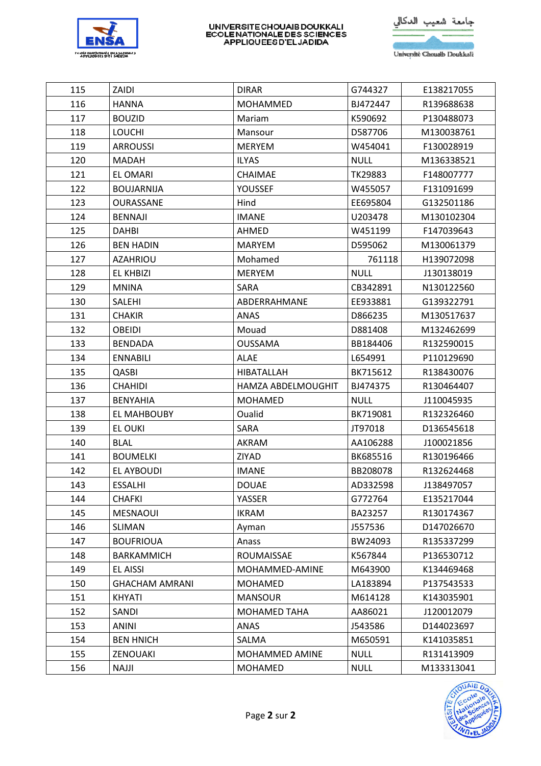| | | | | |
|---|---|---|---|---|
| 115 | ZAIDI | DIRAR | G744327 | E138217055 |
| 116 | HANNA | MOHAMMED | BJ472447 | R139688638 |
| 117 | BOUZID | Mariam | K590692 | P130488073 |
| 118 | LOUCHI | Mansour | D587706 | M130038761 |
| 119 | ARROUSSI | MERYEM | W454041 | F130028919 |
| 120 | MADAH | ILYAS | NULL | M136338521 |
| 121 | EL OMARI | CHAIMAE | TK29883 | F148007777 |
| 122 | BOUJARNIJA | YOUSSEF | W455057 | F131091699 |
| 123 | OURASSANE | Hind | EE695804 | G132501186 |
| 124 | BENNAJI | IMANE | U203478 | M130102304 |
| 125 | DAHBI | AHMED | W451199 | F147039643 |
| 126 | BEN HADIN | MARYEM | D595062 | M130061379 |
| 127 | AZAHRIOU | Mohamed | 761118 | H139072098 |
| 128 | EL KHBIZI | MERYEM | NULL | J130138019 |
| 129 | MNINA | SARA | CB342891 | N130122560 |
| 130 | SALEHI | ABDERRAHMANE | EE933881 | G139322791 |
| 131 | CHAKIR | ANAS | D866235 | M130517637 |
| 132 | OBEIDI | Mouad | D881408 | M132462699 |
| 133 | BENDADA | OUSSAMA | BB184406 | R132590015 |
| 134 | ENNABILI | ALAE | L654991 | P110129690 |
| 135 | QASBI | HIBATALLAH | BK715612 | R138430076 |
| 136 | CHAHIDI | HAMZA ABDELMOUGHIT | BJ474375 | R130464407 |
| 137 | BENYAHIA | MOHAMED | NULL | J110045935 |
| 138 | EL MAHBOUBY | Oualid | BK719081 | R132326460 |
| 139 | EL OUKI | SARA | JT97018 | D136545618 |
| 140 | BLAL | AKRAM | AA106288 | J100021856 |
| 141 | BOUMELKI | ZIYAD | BK685516 | R130196466 |
| 142 | EL AYBOUDI | IMANE | BB208078 | R132624468 |
| 143 | ESSALHI | DOUAE | AD332598 | J138497057 |
| 144 | CHAFKI | YASSER | G772764 | E135217044 |
| 145 | MESNAOUI | IKRAM | BA23257 | R130174367 |
| 146 | SLIMAN | Ayman | J557536 | D147026670 |
| 147 | BOUFRIOUA | Anass | BW24093 | R135337299 |
| 148 | BARKAMMICH | ROUMAISSAE | K567844 | P136530712 |
| 149 | EL AISSI | MOHAMMED-AMINE | M643900 | K134469468 |
| 150 | GHACHAM AMRANI | MOHAMED | LA183894 | P137543533 |
| 151 | KHYATI | MANSOUR | M614128 | K143035901 |
| 152 | SANDI | MOHAMED TAHA | AA86021 | J120012079 |
| 153 | ANINI | ANAS | J543586 | D144023697 |
| 154 | BEN HNICH | SALMA | M650591 | K141035851 |
| 155 | ZENOUAKI | MOHAMMED AMINE | NULL | R131413909 |
| 156 | NAJJI | MOHAMED | NULL | M133313041 |